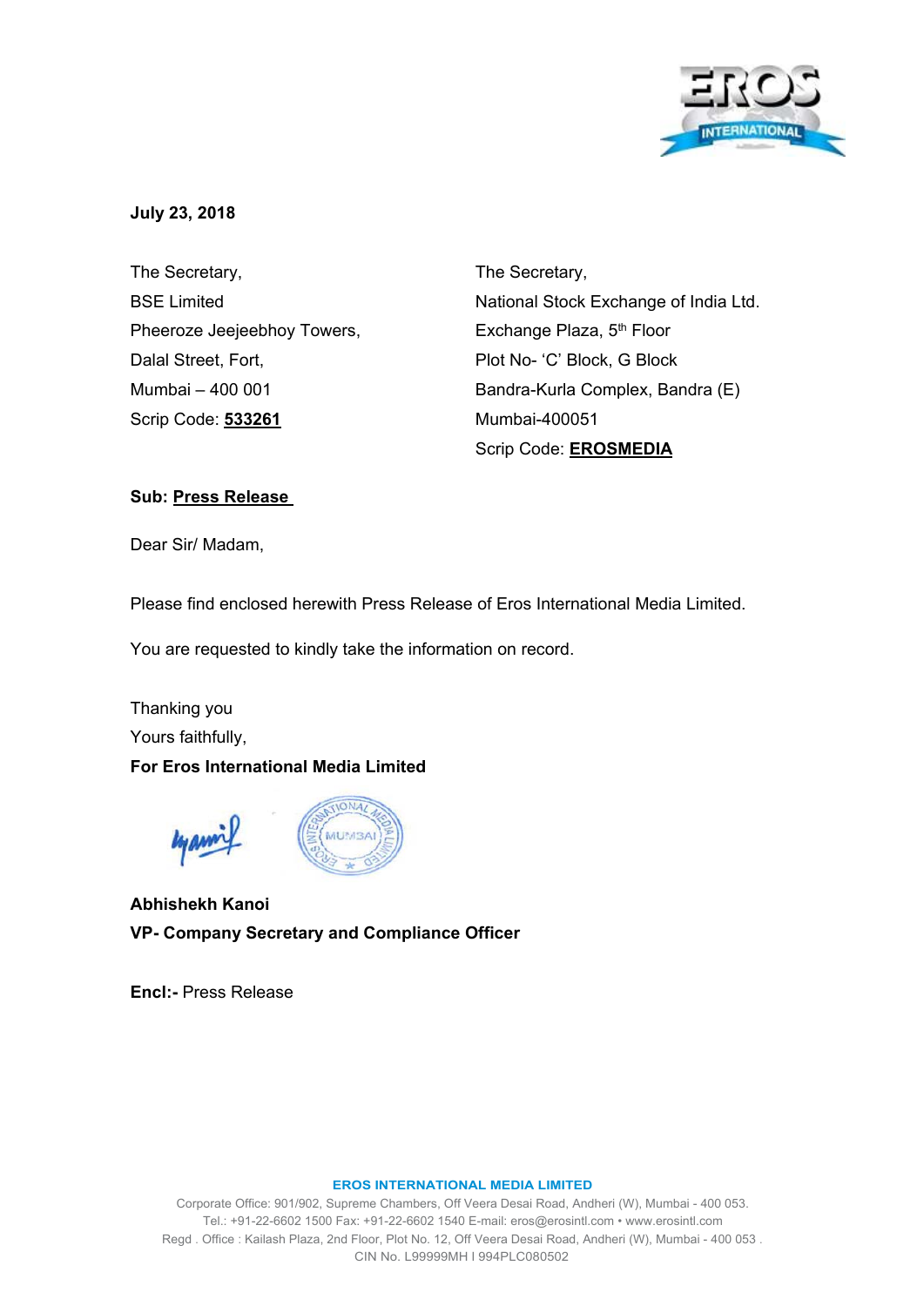**July 23, 2018**

The Secretary,
BSE Limited
Pheeroze Jeejeebhoy Towers,
Dalal Street, Fort,
Mumbai – 400 001
Scrip Code: **533261**

The Secretary,
National Stock Exchange of India Ltd.
Exchange Plaza, 5th Floor
Plot No- 'C' Block, G Block
Bandra-Kurla Complex, Bandra (E)
Mumbai-400051
Scrip Code: **EROSMEDIA**

**Sub: Press Release**

Dear Sir/ Madam,

Please find enclosed herewith Press Release of Eros International Media Limited.

You are requested to kindly take the information on record.

Thanking you
Yours faithfully,
**For Eros International Media Limited**

**Abhishekh Kanoi**
**VP- Company Secretary and Compliance Officer**

**Encl:-** Press Release

**EROS INTERNATIONAL MEDIA LIMITED**
Corporate Office: 901/902, Supreme Chambers, Off Veera Desai Road, Andheri (W), Mumbai - 400 053.
Tel.: +91-22-6602 1500 Fax: +91-22-6602 1540 E-mail: eros@erosintl.com • www.erosintl.com
Regd . Office : Kailash Plaza, 2nd Floor, Plot No. 12, Off Veera Desai Road, Andheri (W), Mumbai - 400 053 .
CIN No. L99999MH I 994PLC080502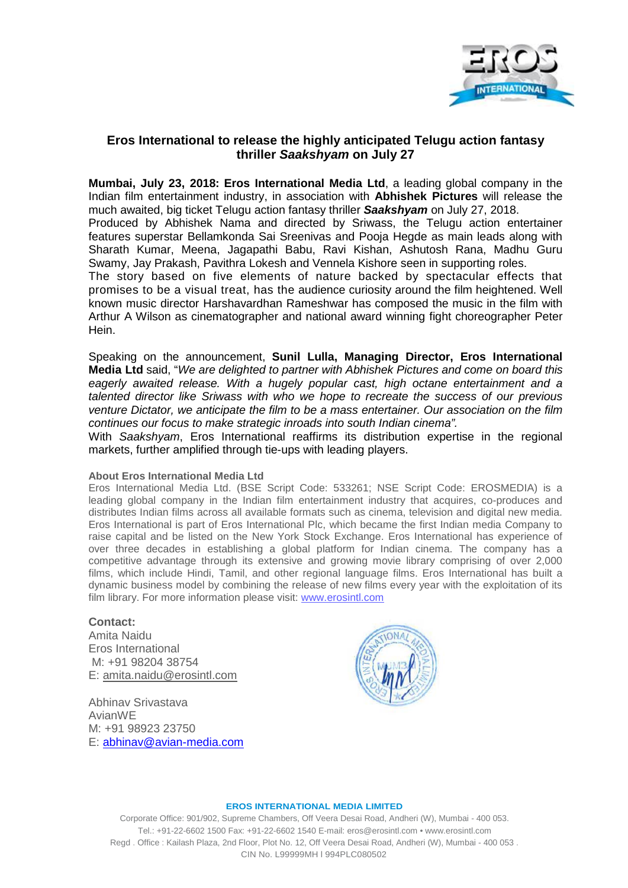# Eros International to release the highly anticipated Telugu action fantasy thriller *Saakshyam* on July 27

**Mumbai, July 23, 2018: Eros International Media Ltd**, a leading global company in the Indian film entertainment industry, in association with **Abhishek Pictures** will release the much awaited, big ticket Telugu action fantasy thriller ***Saakshyam*** on July 27, 2018.

Produced by Abhishek Nama and directed by Sriwass, the Telugu action entertainer features superstar Bellamkonda Sai Sreenivas and Pooja Hegde as main leads along with Sharath Kumar, Meena, Jagapathi Babu, Ravi Kishan, Ashutosh Rana, Madhu Guru Swamy, Jay Prakash, Pavithra Lokesh and Vennela Kishore seen in supporting roles.

The story based on five elements of nature backed by spectacular effects that promises to be a visual treat, has the audience curiosity around the film heightened. Well known music director Harshavardhan Rameshwar has composed the music in the film with Arthur A Wilson as cinematographer and national award winning fight choreographer Peter Hein.

Speaking on the announcement, **Sunil Lulla, Managing Director, Eros International Media Ltd** said, "*We are delighted to partner with Abhishek Pictures and come on board this eagerly awaited release. With a hugely popular cast, high octane entertainment and a talented director like Sriwass with who we hope to recreate the success of our previous venture Dictator, we anticipate the film to be a mass entertainer. Our association on the film continues our focus to make strategic inroads into south Indian cinema".*

With *Saakshyam*, Eros International reaffirms its distribution expertise in the regional markets, further amplified through tie-ups with leading players.

**About Eros International Media Ltd**

Eros International Media Ltd. (BSE Script Code: 533261; NSE Script Code: EROSMEDIA) is a leading global company in the Indian film entertainment industry that acquires, co-produces and distributes Indian films across all available formats such as cinema, television and digital new media. Eros International is part of Eros International Plc, which became the first Indian media Company to raise capital and be listed on the New York Stock Exchange. Eros International has experience of over three decades in establishing a global platform for Indian cinema. The company has a competitive advantage through its extensive and growing movie library comprising of over 2,000 films, which include Hindi, Tamil, and other regional language films. Eros International has built a dynamic business model by combining the release of new films every year with the exploitation of its film library. For more information please visit: www.erosintl.com

**Contact:**

Amita Naidu
Eros International
M: +91 98204 38754
E: amita.naidu@erosintl.com

Abhinav Srivastava
AvianWE
M: +91 98923 23750
E: abhinav@avian-media.com

**EROS INTERNATIONAL MEDIA LIMITED**

Corporate Office: 901/902, Supreme Chambers, Off Veera Desai Road, Andheri (W), Mumbai - 400 053.
Tel.: +91-22-6602 1500 Fax: +91-22-6602 1540 E-mail: eros@erosintl.com • www.erosintl.com
Regd . Office : Kailash Plaza, 2nd Floor, Plot No. 12, Off Veera Desai Road, Andheri (W), Mumbai - 400 053 .
CIN No. L99999MH I 994PLC080502